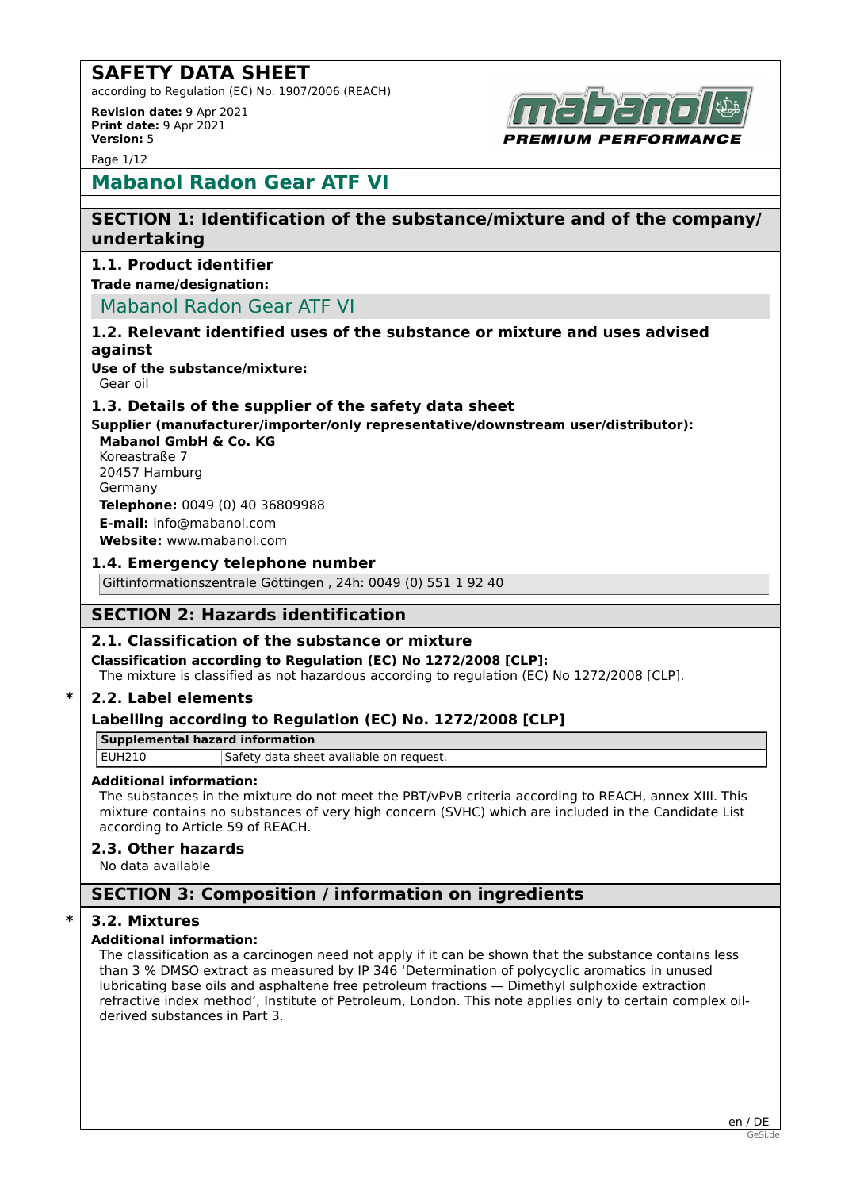# SAFETY DATA SHEET

according to Regulation (EC) No. 1907/2006 (REACH)

**Revision date:** 9 Apr 2021
**Print date:** 9 Apr 2021
**Version:** 5

## Mabanol Radon Gear ATF VI

## SECTION 1: Identification of the substance/mixture and of the company/undertaking

### 1.1. Product identifier

**Trade name/designation:**

Mabanol Radon Gear ATF VI

### 1.2. Relevant identified uses of the substance or mixture and uses advised against

**Use of the substance/mixture:**
Gear oil

### 1.3. Details of the supplier of the safety data sheet

**Supplier (manufacturer/importer/only representative/downstream user/distributor):**
**Mabanol GmbH & Co. KG**
Koreastraße 7
20457 Hamburg
Germany
**Telephone:** 0049 (0) 40 36809988
**E-mail:** info@mabanol.com
**Website:** www.mabanol.com

### 1.4. Emergency telephone number

Giftinformationszentrale Göttingen , 24h: 0049 (0) 551 1 92 40

## SECTION 2: Hazards identification

### 2.1. Classification of the substance or mixture

**Classification according to Regulation (EC) No 1272/2008 [CLP]:**
The mixture is classified as not hazardous according to regulation (EC) No 1272/2008 [CLP].

### * 2.2. Label elements

**Labelling according to Regulation (EC) No. 1272/2008 [CLP]**

| Supplemental hazard information | |
|---|---|
| EUH210 | Safety data sheet available on request. |

**Additional information:**
The substances in the mixture do not meet the PBT/vPvB criteria according to REACH, annex XIII. This mixture contains no substances of very high concern (SVHC) which are included in the Candidate List according to Article 59 of REACH.

### 2.3. Other hazards

No data available

## SECTION 3: Composition / information on ingredients

### * 3.2. Mixtures

**Additional information:**
The classification as a carcinogen need not apply if it can be shown that the substance contains less than 3 % DMSO extract as measured by IP 346 'Determination of polycyclic aromatics in unused lubricating base oils and asphaltene free petroleum fractions — Dimethyl sulphoxide extraction refractive index method', Institute of Petroleum, London. This note applies only to certain complex oil-derived substances in Part 3.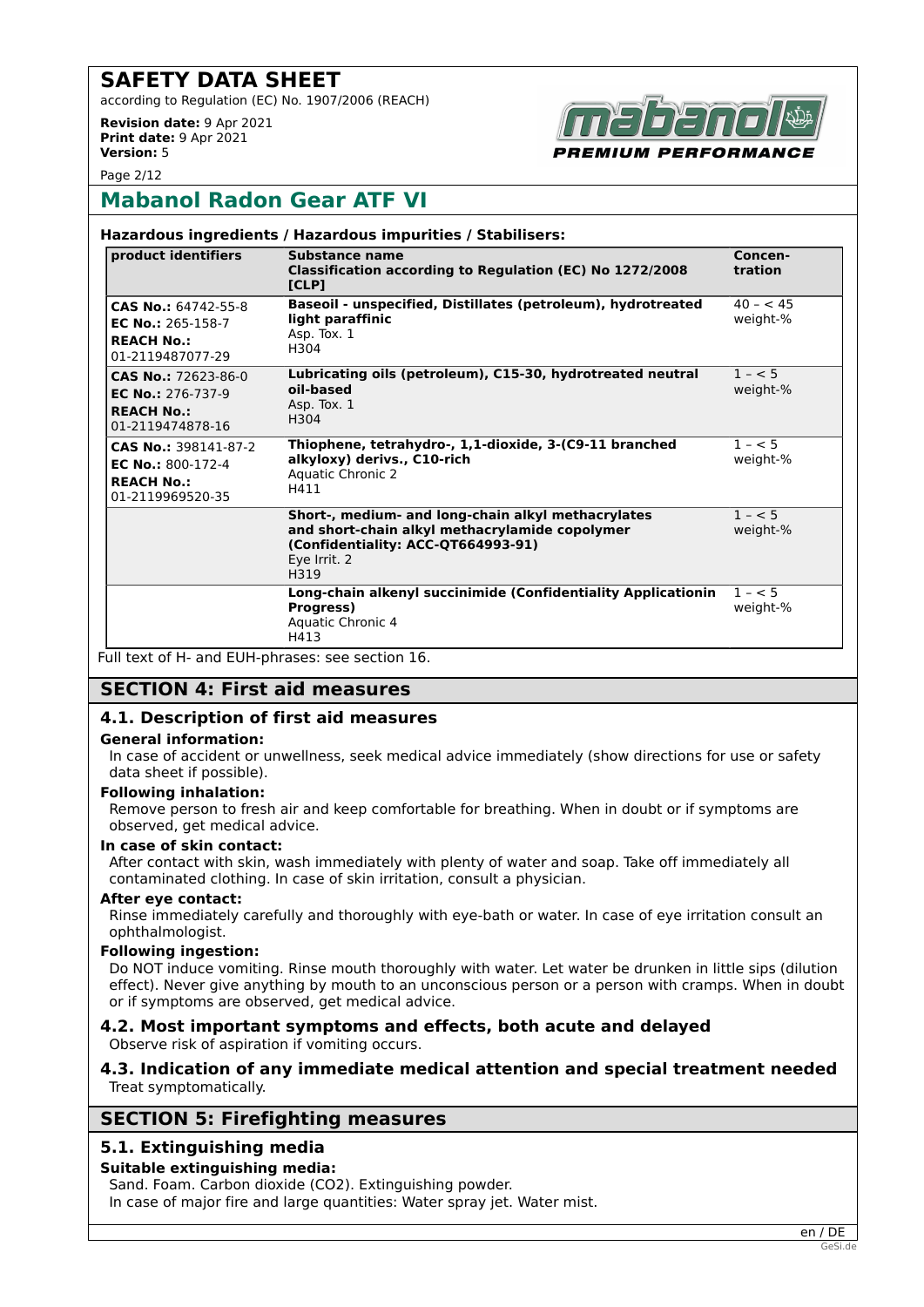**Hazardous ingredients / Hazardous impurities / Stabilisers:**

| product identifiers | Substance name<br>Classification according to Regulation (EC) No 1272/2008 [CLP] | Concen-tration |
|---|---|---|
| **CAS No.:** 64742-55-8<br>**EC No.:** 265-158-7<br>**REACH No.:** 01-2119487077-29 | **Baseoil - unspecified, Distillates (petroleum), hydrotreated light paraffinic**<br>Asp. Tox. 1<br>H304 | 40 – < 45 weight-% |
| **CAS No.:** 72623-86-0<br>**EC No.:** 276-737-9<br>**REACH No.:** 01-2119474878-16 | **Lubricating oils (petroleum), C15-30, hydrotreated neutral oil-based**<br>Asp. Tox. 1<br>H304 | 1 – < 5 weight-% |
| **CAS No.:** 398141-87-2<br>**EC No.:** 800-172-4<br>**REACH No.:** 01-2119969520-35 | **Thiophene, tetrahydro-, 1,1-dioxide, 3-(C9-11 branched alkyloxy) derivs., C10-rich**<br>Aquatic Chronic 2<br>H411 | 1 – < 5 weight-% |
| | **Short-, medium- and long-chain alkyl methacrylates and short-chain alkyl methacrylamide copolymer (Confidentiality: ACC-QT664993-91)**<br>Eye Irrit. 2<br>H319 | 1 – < 5 weight-% |
| | **Long-chain alkenyl succinimide (Confidentiality Applicationin Progress)**<br>Aquatic Chronic 4<br>H413 | 1 – < 5 weight-% |

Full text of H- and EUH-phrases: see section 16.

## SECTION 4: First aid measures

### 4.1. Description of first aid measures

**General information:**

In case of accident or unwellness, seek medical advice immediately (show directions for use or safety data sheet if possible).

**Following inhalation:**

Remove person to fresh air and keep comfortable for breathing. When in doubt or if symptoms are observed, get medical advice.

**In case of skin contact:**

After contact with skin, wash immediately with plenty of water and soap. Take off immediately all contaminated clothing. In case of skin irritation, consult a physician.

**After eye contact:**

Rinse immediately carefully and thoroughly with eye-bath or water. In case of eye irritation consult an ophthalmologist.

**Following ingestion:**

Do NOT induce vomiting. Rinse mouth thoroughly with water. Let water be drunken in little sips (dilution effect). Never give anything by mouth to an unconscious person or a person with cramps. When in doubt or if symptoms are observed, get medical advice.

### 4.2. Most important symptoms and effects, both acute and delayed

Observe risk of aspiration if vomiting occurs.

### 4.3. Indication of any immediate medical attention and special treatment needed

Treat symptomatically.

## SECTION 5: Firefighting measures

### 5.1. Extinguishing media

**Suitable extinguishing media:**

Sand. Foam. Carbon dioxide ($CO_2$). Extinguishing powder.
In case of major fire and large quantities: Water spray jet. Water mist.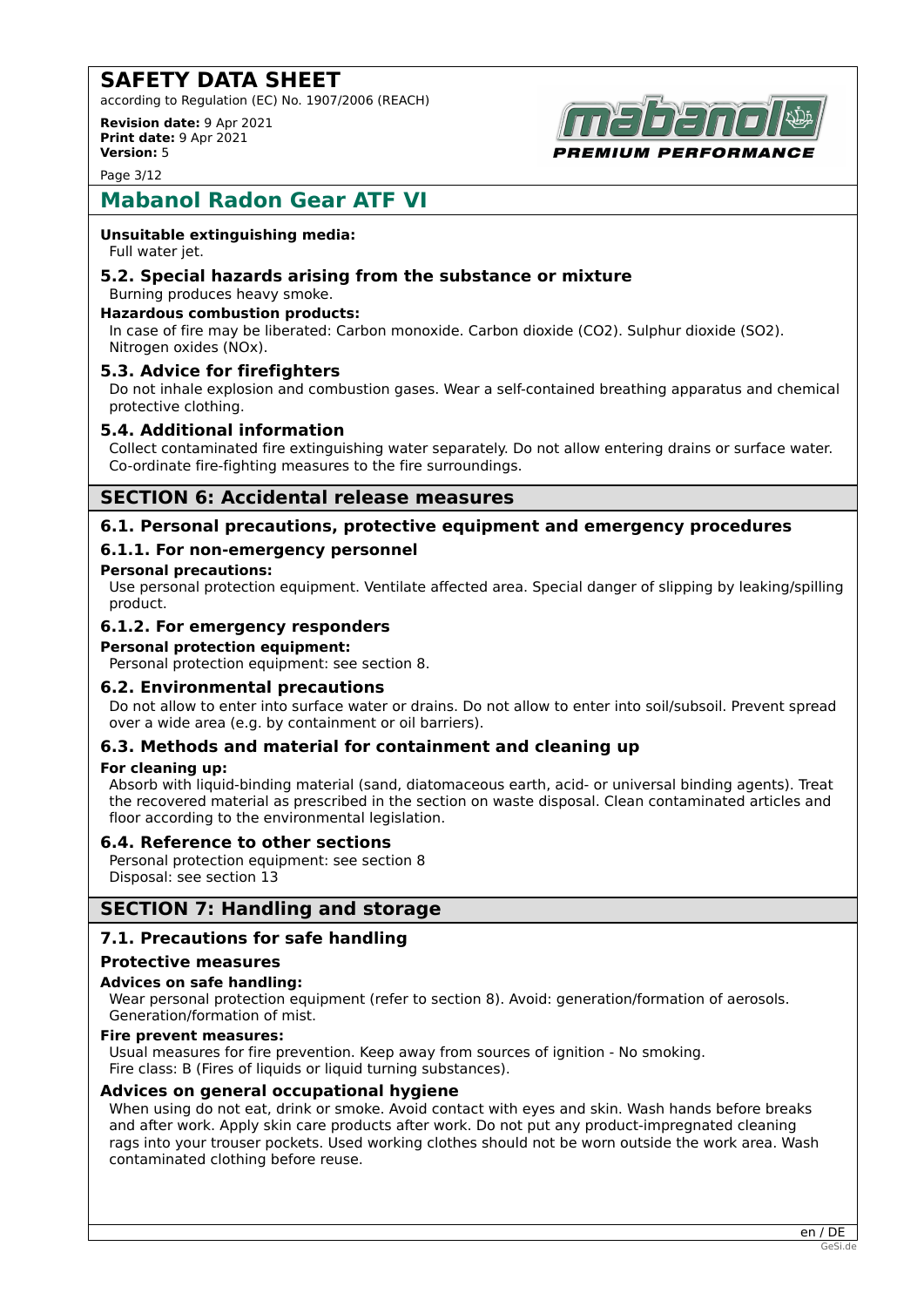**Unsuitable extinguishing media:**
Full water jet.

### 5.2. Special hazards arising from the substance or mixture

Burning produces heavy smoke.

**Hazardous combustion products:**
In case of fire may be liberated: Carbon monoxide. Carbon dioxide ($CO_2$). Sulphur dioxide ($SO_2$). Nitrogen oxides ($NO_x$).

### 5.3. Advice for firefighters

Do not inhale explosion and combustion gases. Wear a self-contained breathing apparatus and chemical protective clothing.

### 5.4. Additional information

Collect contaminated fire extinguishing water separately. Do not allow entering drains or surface water. Co-ordinate fire-fighting measures to the fire surroundings.

## SECTION 6: Accidental release measures

### 6.1. Personal precautions, protective equipment and emergency procedures

#### 6.1.1. For non-emergency personnel

**Personal precautions:**
Use personal protection equipment. Ventilate affected area. Special danger of slipping by leaking/spilling product.

#### 6.1.2. For emergency responders

**Personal protection equipment:**
Personal protection equipment: see section 8.

### 6.2. Environmental precautions

Do not allow to enter into surface water or drains. Do not allow to enter into soil/subsoil. Prevent spread over a wide area (e.g. by containment or oil barriers).

### 6.3. Methods and material for containment and cleaning up

**For cleaning up:**
Absorb with liquid-binding material (sand, diatomaceous earth, acid- or universal binding agents). Treat the recovered material as prescribed in the section on waste disposal. Clean contaminated articles and floor according to the environmental legislation.

### 6.4. Reference to other sections

Personal protection equipment: see section 8
Disposal: see section 13

## SECTION 7: Handling and storage

### 7.1. Precautions for safe handling

#### Protective measures

**Advices on safe handling:**
Wear personal protection equipment (refer to section 8). Avoid: generation/formation of aerosols. Generation/formation of mist.

**Fire prevent measures:**
Usual measures for fire prevention. Keep away from sources of ignition - No smoking.
Fire class: B (Fires of liquids or liquid turning substances).

#### Advices on general occupational hygiene

When using do not eat, drink or smoke. Avoid contact with eyes and skin. Wash hands before breaks and after work. Apply skin care products after work. Do not put any product-impregnated cleaning rags into your trouser pockets. Used working clothes should not be worn outside the work area. Wash contaminated clothing before reuse.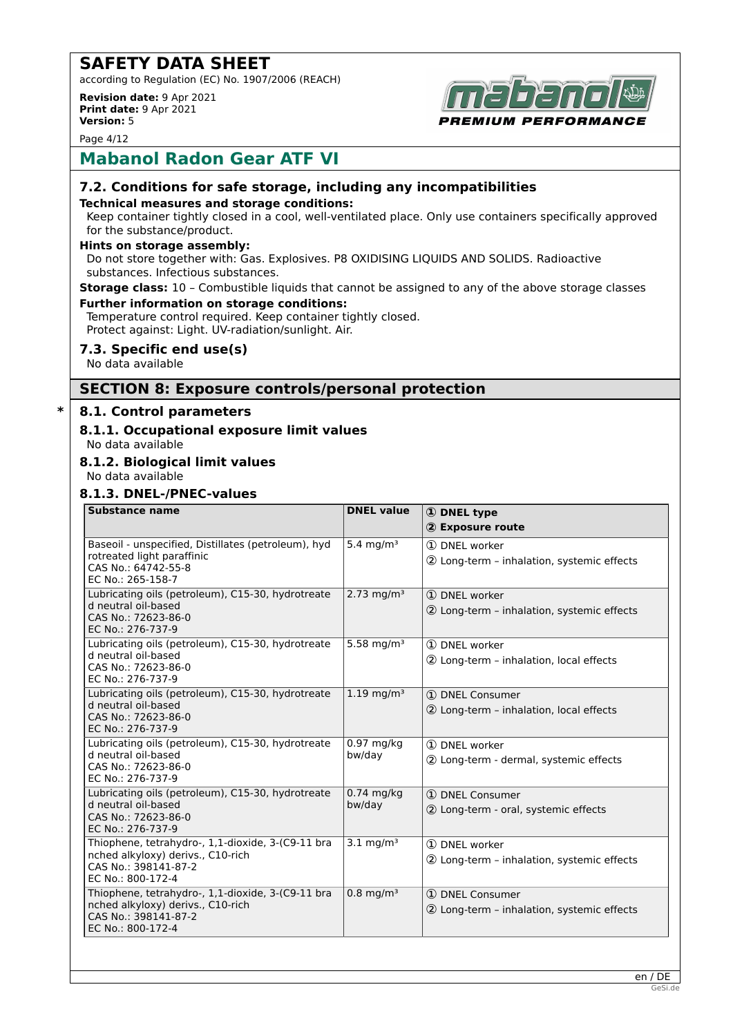## 7.2. Conditions for safe storage, including any incompatibilities

**Technical measures and storage conditions:**

Keep container tightly closed in a cool, well-ventilated place. Only use containers specifically approved for the substance/product.

**Hints on storage assembly:**

Do not store together with: Gas. Explosives. P8 OXIDISING LIQUIDS AND SOLIDS. Radioactive substances. Infectious substances.

**Storage class:** 10 – Combustible liquids that cannot be assigned to any of the above storage classes

**Further information on storage conditions:**

Temperature control required. Keep container tightly closed.
Protect against: Light. UV-radiation/sunlight. Air.

## 7.3. Specific end use(s)

No data available

# SECTION 8: Exposure controls/personal protection

## * 8.1. Control parameters

### 8.1.1. Occupational exposure limit values

No data available

### 8.1.2. Biological limit values

No data available

### 8.1.3. DNEL-/PNEC-values

| Substance name | DNEL value | ① DNEL type ② Exposure route |
|---|---|---|
| Baseoil - unspecified, Distillates (petroleum), hydrotreated light paraffinic CAS No.: 64742-55-8 EC No.: 265-158-7 | 5.4 mg/m³ | ① DNEL worker ② Long-term – inhalation, systemic effects |
| Lubricating oils (petroleum), C15-30, hydrotreated neutral oil-based CAS No.: 72623-86-0 EC No.: 276-737-9 | 2.73 mg/m³ | ① DNEL worker ② Long-term – inhalation, systemic effects |
| Lubricating oils (petroleum), C15-30, hydrotreated neutral oil-based CAS No.: 72623-86-0 EC No.: 276-737-9 | 5.58 mg/m³ | ① DNEL worker ② Long-term – inhalation, local effects |
| Lubricating oils (petroleum), C15-30, hydrotreated neutral oil-based CAS No.: 72623-86-0 EC No.: 276-737-9 | 1.19 mg/m³ | ① DNEL Consumer ② Long-term – inhalation, local effects |
| Lubricating oils (petroleum), C15-30, hydrotreated neutral oil-based CAS No.: 72623-86-0 EC No.: 276-737-9 | 0.97 mg/kg bw/day | ① DNEL worker ② Long-term - dermal, systemic effects |
| Lubricating oils (petroleum), C15-30, hydrotreated neutral oil-based CAS No.: 72623-86-0 EC No.: 276-737-9 | 0.74 mg/kg bw/day | ① DNEL Consumer ② Long-term - oral, systemic effects |
| Thiophene, tetrahydro-, 1,1-dioxide, 3-(C9-11 branched alkyloxy) derivs., C10-rich CAS No.: 398141-87-2 EC No.: 800-172-4 | 3.1 mg/m³ | ① DNEL worker ② Long-term – inhalation, systemic effects |
| Thiophene, tetrahydro-, 1,1-dioxide, 3-(C9-11 branched alkyloxy) derivs., C10-rich CAS No.: 398141-87-2 EC No.: 800-172-4 | 0.8 mg/m³ | ① DNEL Consumer ② Long-term – inhalation, systemic effects |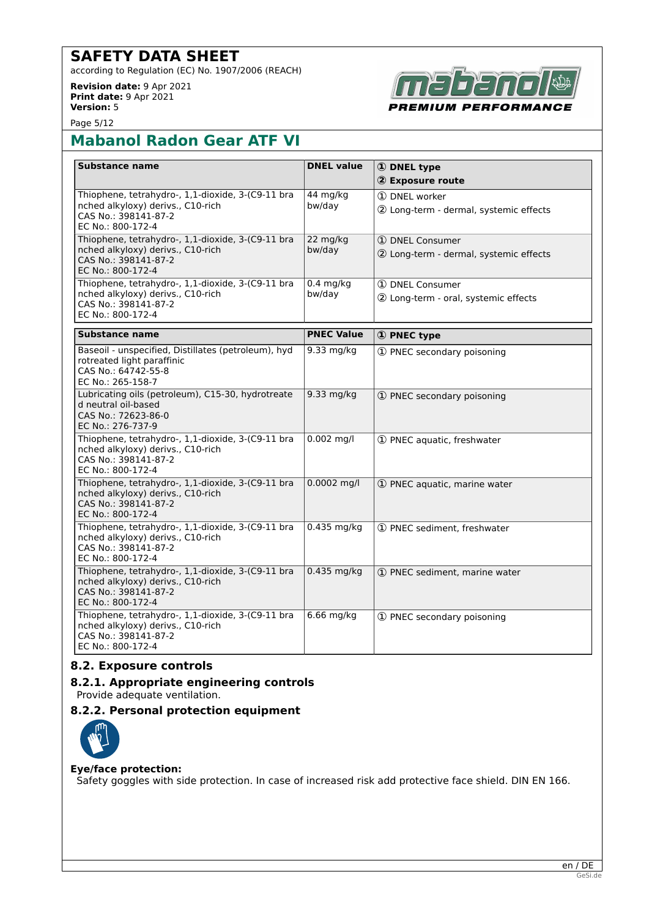# Mabanol Radon Gear ATF VI

| Substance name | DNEL value | ① DNEL type<br>② Exposure route |
|---|---|---|
| Thiophene, tetrahydro-, 1,1-dioxide, 3-(C9-11 branched alkyloxy) derivs., C10-rich<br>CAS No.: 398141-87-2<br>EC No.: 800-172-4 | 44 mg/kg bw/day | ① DNEL worker<br>② Long-term - dermal, systemic effects |
| Thiophene, tetrahydro-, 1,1-dioxide, 3-(C9-11 branched alkyloxy) derivs., C10-rich<br>CAS No.: 398141-87-2<br>EC No.: 800-172-4 | 22 mg/kg bw/day | ① DNEL Consumer<br>② Long-term - dermal, systemic effects |
| Thiophene, tetrahydro-, 1,1-dioxide, 3-(C9-11 branched alkyloxy) derivs., C10-rich<br>CAS No.: 398141-87-2<br>EC No.: 800-172-4 | 0.4 mg/kg bw/day | ① DNEL Consumer<br>② Long-term - oral, systemic effects |

| Substance name | PNEC Value | ① PNEC type |
|---|---|---|
| Baseoil - unspecified, Distillates (petroleum), hydrotreated light paraffinic<br>CAS No.: 64742-55-8<br>EC No.: 265-158-7 | 9.33 mg/kg | ① PNEC secondary poisoning |
| Lubricating oils (petroleum), C15-30, hydrotreated neutral oil-based<br>CAS No.: 72623-86-0<br>EC No.: 276-737-9 | 9.33 mg/kg | ① PNEC secondary poisoning |
| Thiophene, tetrahydro-, 1,1-dioxide, 3-(C9-11 branched alkyloxy) derivs., C10-rich<br>CAS No.: 398141-87-2<br>EC No.: 800-172-4 | 0.002 mg/l | ① PNEC aquatic, freshwater |
| Thiophene, tetrahydro-, 1,1-dioxide, 3-(C9-11 branched alkyloxy) derivs., C10-rich<br>CAS No.: 398141-87-2<br>EC No.: 800-172-4 | 0.0002 mg/l | ① PNEC aquatic, marine water |
| Thiophene, tetrahydro-, 1,1-dioxide, 3-(C9-11 branched alkyloxy) derivs., C10-rich<br>CAS No.: 398141-87-2<br>EC No.: 800-172-4 | 0.435 mg/kg | ① PNEC sediment, freshwater |
| Thiophene, tetrahydro-, 1,1-dioxide, 3-(C9-11 branched alkyloxy) derivs., C10-rich<br>CAS No.: 398141-87-2<br>EC No.: 800-172-4 | 0.435 mg/kg | ① PNEC sediment, marine water |
| Thiophene, tetrahydro-, 1,1-dioxide, 3-(C9-11 branched alkyloxy) derivs., C10-rich<br>CAS No.: 398141-87-2<br>EC No.: 800-172-4 | 6.66 mg/kg | ① PNEC secondary poisoning |

## 8.2. Exposure controls

### 8.2.1. Appropriate engineering controls

Provide adequate ventilation.

### 8.2.2. Personal protection equipment

**Eye/face protection:**

Safety goggles with side protection. In case of increased risk add protective face shield. DIN EN 166.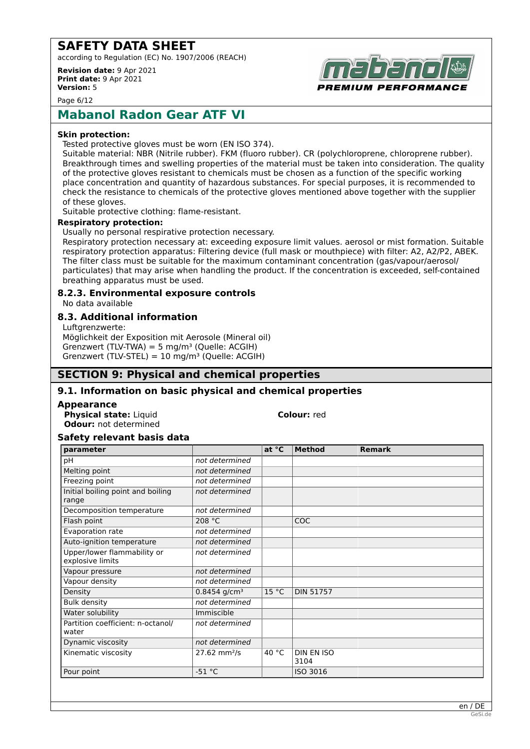**Skin protection:**

Tested protective gloves must be worn (EN ISO 374).

Suitable material: NBR (Nitrile rubber). FKM (fluoro rubber). CR (polychloroprene, chloroprene rubber). Breakthrough times and swelling properties of the material must be taken into consideration. The quality of the protective gloves resistant to chemicals must be chosen as a function of the specific working place concentration and quantity of hazardous substances. For special purposes, it is recommended to check the resistance to chemicals of the protective gloves mentioned above together with the supplier of these gloves.

Suitable protective clothing: flame-resistant.

**Respiratory protection:**

Usually no personal respirative protection necessary.

Respiratory protection necessary at: exceeding exposure limit values. aerosol or mist formation. Suitable respiratory protection apparatus: Filtering device (full mask or mouthpiece) with filter: A2, A2/P2, ABEK. The filter class must be suitable for the maximum contaminant concentration (gas/vapour/aerosol/particulates) that may arise when handling the product. If the concentration is exceeded, self-contained breathing apparatus must be used.

### 8.2.3. Environmental exposure controls

No data available

### 8.3. Additional information

Luftgrenzwerte:
Möglichkeit der Exposition mit Aerosole (Mineral oil)
Grenzwert (TLV-TWA) = 5 mg/m³ (Quelle: ACGIH)
Grenzwert (TLV-STEL) = 10 mg/m³ (Quelle: ACGIH)

## SECTION 9: Physical and chemical properties

### 9.1. Information on basic physical and chemical properties

**Appearance**

**Physical state:** Liquid
**Colour:** red
**Odour:** not determined

**Safety relevant basis data**

| parameter | | at °C | Method | Remark |
|---|---|---|---|---|
| pH | *not determined* | | | |
| Melting point | *not determined* | | | |
| Freezing point | *not determined* | | | |
| Initial boiling point and boiling range | *not determined* | | | |
| Decomposition temperature | *not determined* | | | |
| Flash point | 208 °C | | COC | |
| Evaporation rate | *not determined* | | | |
| Auto-ignition temperature | *not determined* | | | |
| Upper/lower flammability or explosive limits | *not determined* | | | |
| Vapour pressure | *not determined* | | | |
| Vapour density | *not determined* | | | |
| Density | 0.8454 g/cm³ | 15 °C | DIN 51757 | |
| Bulk density | *not determined* | | | |
| Water solubility | Immiscible | | | |
| Partition coefficient: n-octanol/water | *not determined* | | | |
| Dynamic viscosity | *not determined* | | | |
| Kinematic viscosity | 27.62 mm²/s | 40 °C | DIN EN ISO 3104 | |
| Pour point | -51 °C | | ISO 3016 | |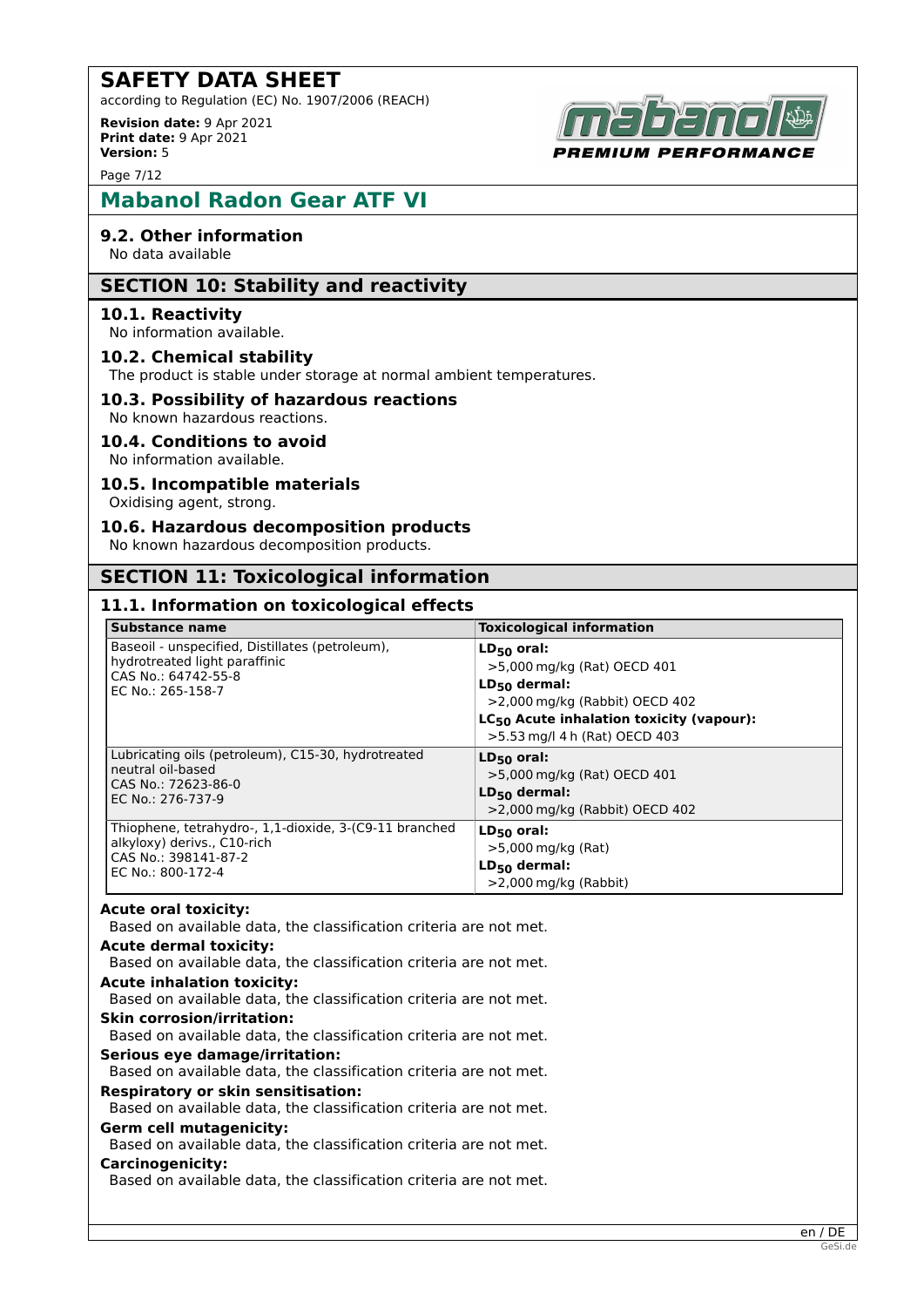## 9.2. Other information

No data available

## SECTION 10: Stability and reactivity

### 10.1. Reactivity

No information available.

### 10.2. Chemical stability

The product is stable under storage at normal ambient temperatures.

### 10.3. Possibility of hazardous reactions

No known hazardous reactions.

### 10.4. Conditions to avoid

No information available.

### 10.5. Incompatible materials

Oxidising agent, strong.

### 10.6. Hazardous decomposition products

No known hazardous decomposition products.

## SECTION 11: Toxicological information

### 11.1. Information on toxicological effects

| Substance name | Toxicological information |
|---|---|
| Baseoil - unspecified, Distillates (petroleum), hydrotreated light paraffinic<br>CAS No.: 64742-55-8<br>EC No.: 265-158-7 | **$LD_{50}$ oral:**<br>>5,000 mg/kg (Rat) OECD 401<br>**$LD_{50}$ dermal:**<br>>2,000 mg/kg (Rabbit) OECD 402<br>**$LC_{50}$ Acute inhalation toxicity (vapour):**<br>>5.53 mg/l 4 h (Rat) OECD 403 |
| Lubricating oils (petroleum), C15-30, hydrotreated neutral oil-based<br>CAS No.: 72623-86-0<br>EC No.: 276-737-9 | **$LD_{50}$ oral:**<br>>5,000 mg/kg (Rat) OECD 401<br>**$LD_{50}$ dermal:**<br>>2,000 mg/kg (Rabbit) OECD 402 |
| Thiophene, tetrahydro-, 1,1-dioxide, 3-(C9-11 branched alkyloxy) derivs., C10-rich<br>CAS No.: 398141-87-2<br>EC No.: 800-172-4 | **$LD_{50}$ oral:**<br>>5,000 mg/kg (Rat)<br>**$LD_{50}$ dermal:**<br>>2,000 mg/kg (Rabbit) |

**Acute oral toxicity:**
Based on available data, the classification criteria are not met.

**Acute dermal toxicity:**
Based on available data, the classification criteria are not met.

**Acute inhalation toxicity:**
Based on available data, the classification criteria are not met.

**Skin corrosion/irritation:**
Based on available data, the classification criteria are not met.

**Serious eye damage/irritation:**
Based on available data, the classification criteria are not met.

**Respiratory or skin sensitisation:**
Based on available data, the classification criteria are not met.

**Germ cell mutagenicity:**
Based on available data, the classification criteria are not met.

**Carcinogenicity:**
Based on available data, the classification criteria are not met.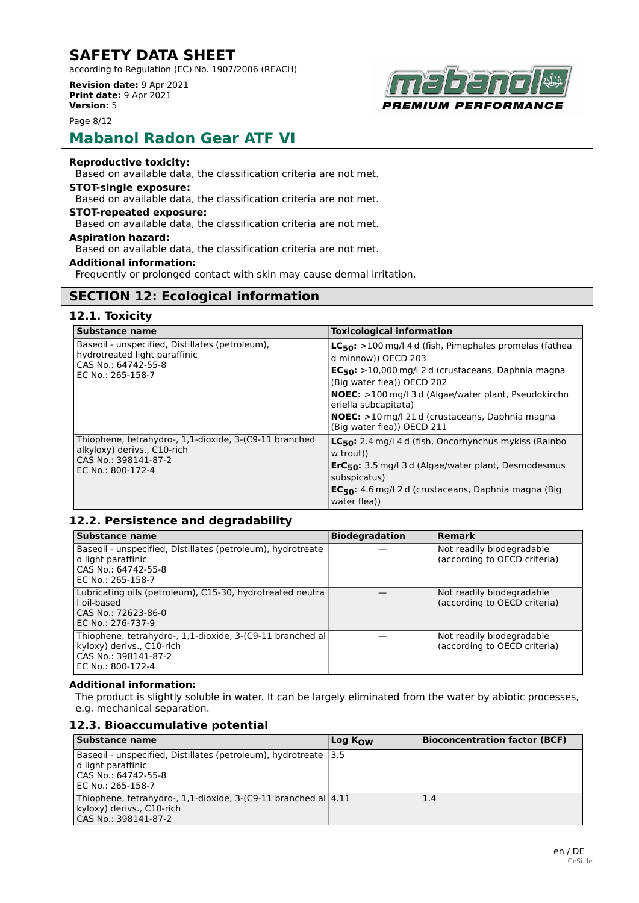## Mabanol Radon Gear ATF VI

**Reproductive toxicity:**
Based on available data, the classification criteria are not met.

**STOT-single exposure:**
Based on available data, the classification criteria are not met.

**STOT-repeated exposure:**
Based on available data, the classification criteria are not met.

**Aspiration hazard:**
Based on available data, the classification criteria are not met.

**Additional information:**
Frequently or prolonged contact with skin may cause dermal irritation.

## SECTION 12: Ecological information

### 12.1. Toxicity

| Substance name | Toxicological information |
|---|---|
| Baseoil - unspecified, Distillates (petroleum), hydrotreated light paraffinic<br>CAS No.: 64742-55-8<br>EC No.: 265-158-7 | **$LC_{50}$:** >100 mg/l 4 d (fish, Pimephales promelas (fathead minnow)) OECD 203<br>**$EC_{50}$:** >10,000 mg/l 2 d (crustaceans, Daphnia magna (Big water flea)) OECD 202<br>**NOEC:** >100 mg/l 3 d (Algae/water plant, Pseudokirchneriella subcapitata)<br>**NOEC:** >10 mg/l 21 d (crustaceans, Daphnia magna (Big water flea)) OECD 211 |
| Thiophene, tetrahydro-, 1,1-dioxide, 3-(C9-11 branched alkyloxy) derivs., C10-rich<br>CAS No.: 398141-87-2<br>EC No.: 800-172-4 | **$LC_{50}$:** 2.4 mg/l 4 d (fish, Oncorhynchus mykiss (Rainbow trout))<br>**$ErC_{50}$:** 3.5 mg/l 3 d (Algae/water plant, Desmodesmus subspicatus)<br>**$EC_{50}$:** 4.6 mg/l 2 d (crustaceans, Daphnia magna (Big water flea)) |

### 12.2. Persistence and degradability

| Substance name | Biodegradation | Remark |
|---|---|---|
| Baseoil - unspecified, Distillates (petroleum), hydrotreated light paraffinic<br>CAS No.: 64742-55-8<br>EC No.: 265-158-7 | — | Not readily biodegradable (according to OECD criteria) |
| Lubricating oils (petroleum), C15-30, hydrotreated neutral oil-based<br>CAS No.: 72623-86-0<br>EC No.: 276-737-9 | — | Not readily biodegradable (according to OECD criteria) |
| Thiophene, tetrahydro-, 1,1-dioxide, 3-(C9-11 branched alkyloxy) derivs., C10-rich<br>CAS No.: 398141-87-2<br>EC No.: 800-172-4 | — | Not readily biodegradable (according to OECD criteria) |

**Additional information:**
The product is slightly soluble in water. It can be largely eliminated from the water by abiotic processes, e.g. mechanical separation.

### 12.3. Bioaccumulative potential

| Substance name | Log $K_{OW}$ | Bioconcentration factor (BCF) |
|---|---|---|
| Baseoil - unspecified, Distillates (petroleum), hydrotreated light paraffinic<br>CAS No.: 64742-55-8<br>EC No.: 265-158-7 | 3.5 | |
| Thiophene, tetrahydro-, 1,1-dioxide, 3-(C9-11 branched alkyloxy) derivs., C10-rich<br>CAS No.: 398141-87-2 | 4.11 | 1.4 |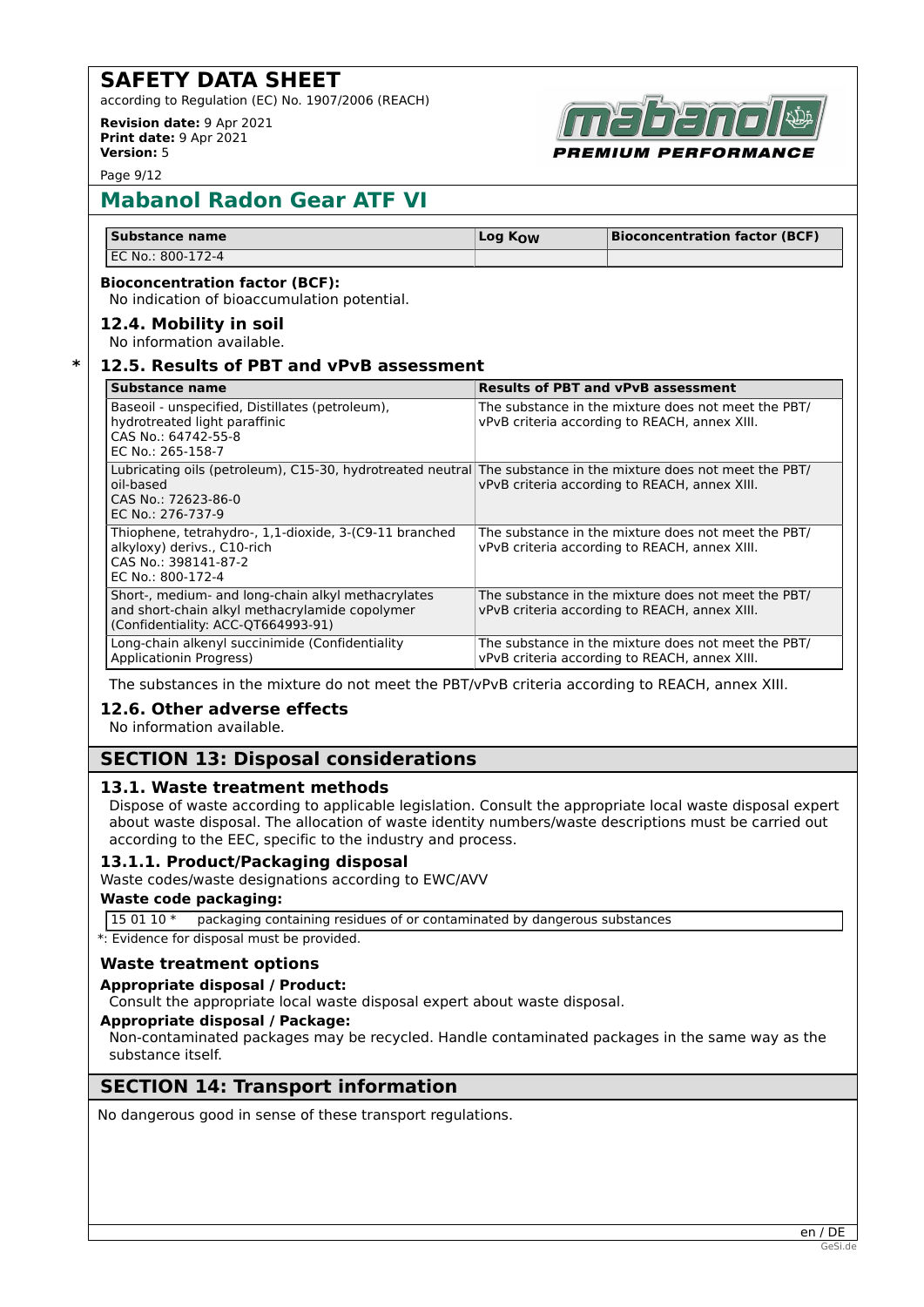| Substance name | Log $K_{OW}$ | Bioconcentration factor (BCF) |
|---|---|---|
| EC No.: 800-172-4 | | |

**Bioconcentration factor (BCF):**

No indication of bioaccumulation potential.

### 12.4. Mobility in soil

No information available.

### * 12.5. Results of PBT and vPvB assessment

| Substance name | Results of PBT and vPvB assessment |
|---|---|
| Baseoil - unspecified, Distillates (petroleum), hydrotreated light paraffinic<br>CAS No.: 64742-55-8<br>EC No.: 265-158-7 | The substance in the mixture does not meet the PBT/vPvB criteria according to REACH, annex XIII. |
| Lubricating oils (petroleum), C15-30, hydrotreated neutral oil-based<br>CAS No.: 72623-86-0<br>EC No.: 276-737-9 | The substance in the mixture does not meet the PBT/vPvB criteria according to REACH, annex XIII. |
| Thiophene, tetrahydro-, 1,1-dioxide, 3-(C9-11 branched alkyloxy) derivs., C10-rich<br>CAS No.: 398141-87-2<br>EC No.: 800-172-4 | The substance in the mixture does not meet the PBT/vPvB criteria according to REACH, annex XIII. |
| Short-, medium- and long-chain alkyl methacrylates and short-chain alkyl methacrylamide copolymer (Confidentiality: ACC-QT664993-91) | The substance in the mixture does not meet the PBT/vPvB criteria according to REACH, annex XIII. |
| Long-chain alkenyl succinimide (Confidentiality Applicationin Progress) | The substance in the mixture does not meet the PBT/vPvB criteria according to REACH, annex XIII. |

The substances in the mixture do not meet the PBT/vPvB criteria according to REACH, annex XIII.

### 12.6. Other adverse effects

No information available.

## SECTION 13: Disposal considerations

### 13.1. Waste treatment methods

Dispose of waste according to applicable legislation. Consult the appropriate local waste disposal expert about waste disposal. The allocation of waste identity numbers/waste descriptions must be carried out according to the EEC, specific to the industry and process.

### 13.1.1. Product/Packaging disposal

Waste codes/waste designations according to EWC/AVV

**Waste code packaging:**

| | |
|---|---|
| 15 01 10 * | packaging containing residues of or contaminated by dangerous substances |

*: Evidence for disposal must be provided.

### Waste treatment options

**Appropriate disposal / Product:**

Consult the appropriate local waste disposal expert about waste disposal.

**Appropriate disposal / Package:**

Non-contaminated packages may be recycled. Handle contaminated packages in the same way as the substance itself.

## SECTION 14: Transport information

No dangerous good in sense of these transport regulations.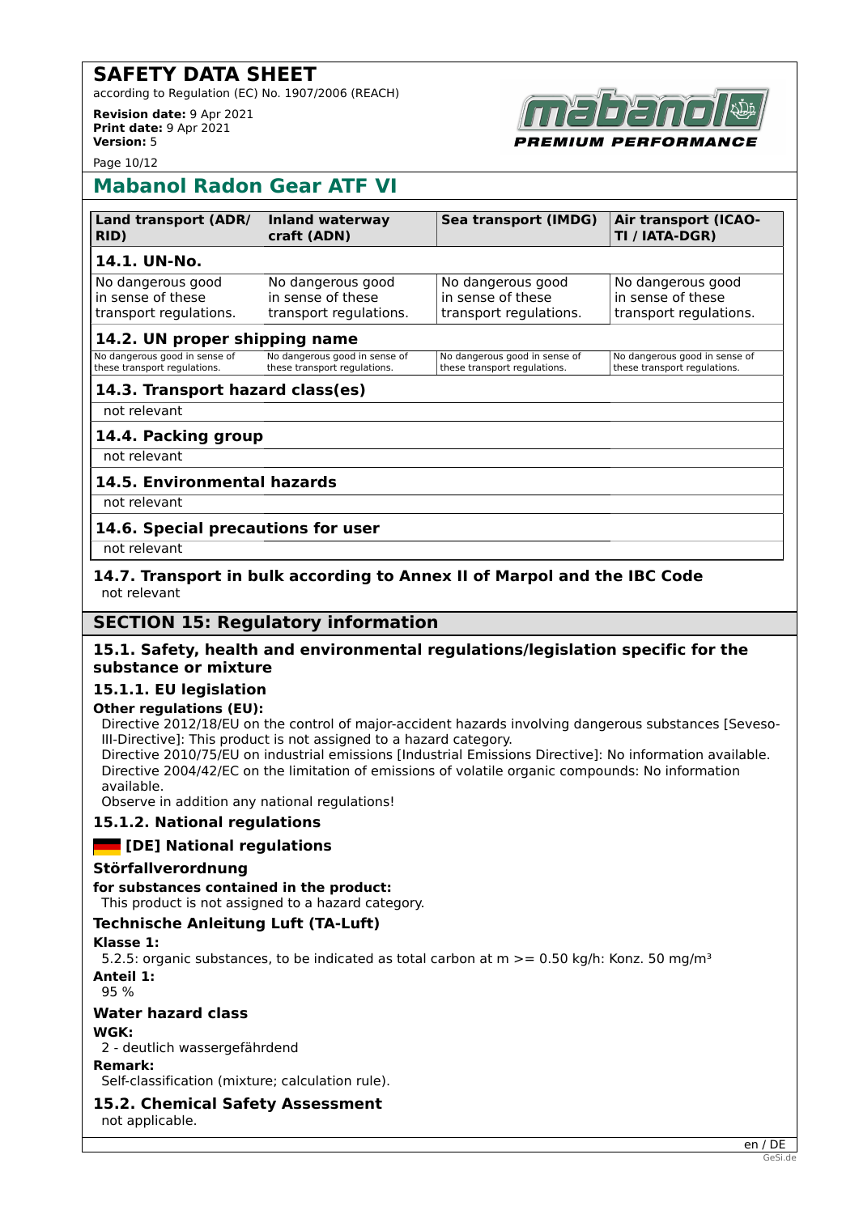# SAFETY DATA SHEET

according to Regulation (EC) No. 1907/2006 (REACH)

**Revision date:** 9 Apr 2021
**Print date:** 9 Apr 2021
**Version:** 5

## Mabanol Radon Gear ATF VI

| Land transport (ADR/RID) | Inland waterway craft (ADN) | Sea transport (IMDG) | Air transport (ICAO-TI / IATA-DGR) |
|---|---|---|---|
| **14.1. UN-No.** | | | |
| No dangerous good in sense of these transport regulations. | No dangerous good in sense of these transport regulations. | No dangerous good in sense of these transport regulations. | No dangerous good in sense of these transport regulations. |
| **14.2. UN proper shipping name** | | | |
| No dangerous good in sense of these transport regulations. | No dangerous good in sense of these transport regulations. | No dangerous good in sense of these transport regulations. | No dangerous good in sense of these transport regulations. |
| **14.3. Transport hazard class(es)** | | | |
| not relevant | | | |
| **14.4. Packing group** | | | |
| not relevant | | | |
| **14.5. Environmental hazards** | | | |
| not relevant | | | |
| **14.6. Special precautions for user** | | | |
| not relevant | | | |

### 14.7. Transport in bulk according to Annex II of Marpol and the IBC Code

not relevant

## SECTION 15: Regulatory information

### 15.1. Safety, health and environmental regulations/legislation specific for the substance or mixture

### 15.1.1. EU legislation

**Other regulations (EU):**

Directive 2012/18/EU on the control of major-accident hazards involving dangerous substances [Seveso-III-Directive]: This product is not assigned to a hazard category.
Directive 2010/75/EU on industrial emissions [Industrial Emissions Directive]: No information available.
Directive 2004/42/EC on the limitation of emissions of volatile organic compounds: No information available.
Observe in addition any national regulations!

### 15.1.2. National regulations

### [DE] National regulations

### Störfallverordnung

**for substances contained in the product:**
This product is not assigned to a hazard category.

### Technische Anleitung Luft (TA-Luft)

**Klasse 1:**
5.2.5: organic substances, to be indicated as total carbon at m >= 0.50 kg/h: Konz. 50 mg/m³

**Anteil 1:**
95 %

### Water hazard class

**WGK:**
2 - deutlich wassergefährdend

**Remark:**
Self-classification (mixture; calculation rule).

### 15.2. Chemical Safety Assessment

not applicable.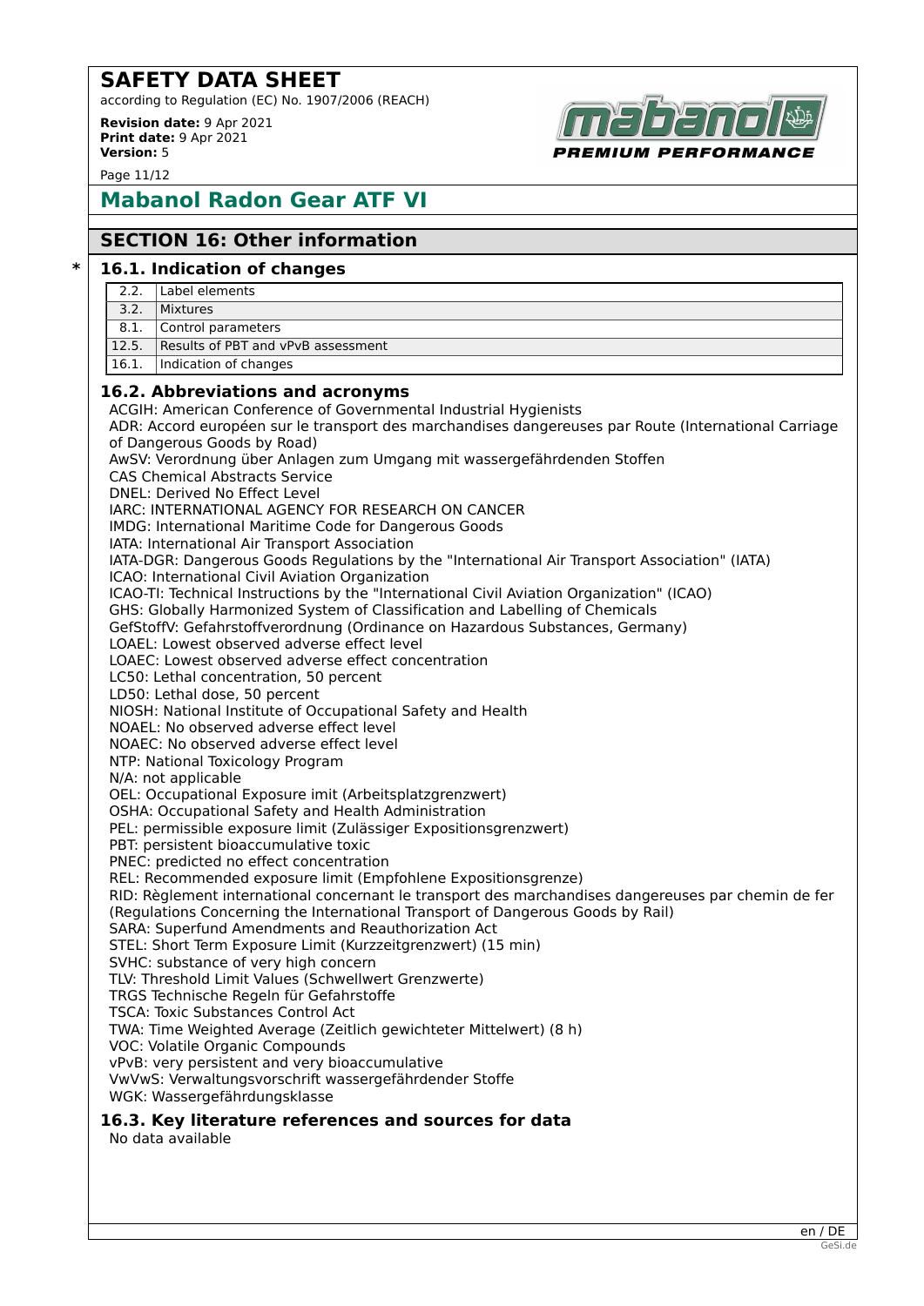## Mabanol Radon Gear ATF VI

## SECTION 16: Other information

### * 16.1. Indication of changes

| | |
|---|---|
| 2.2. | Label elements |
| 3.2. | Mixtures |
| 8.1. | Control parameters |
| 12.5. | Results of PBT and vPvB assessment |
| 16.1. | Indication of changes |

### 16.2. Abbreviations and acronyms

ACGIH: American Conference of Governmental Industrial Hygienists
ADR: Accord européen sur le transport des marchandises dangereuses par Route (International Carriage of Dangerous Goods by Road)
AwSV: Verordnung über Anlagen zum Umgang mit wassergefährdenden Stoffen
CAS Chemical Abstracts Service
DNEL: Derived No Effect Level
IARC: INTERNATIONAL AGENCY FOR RESEARCH ON CANCER
IMDG: International Maritime Code for Dangerous Goods
IATA: International Air Transport Association
IATA-DGR: Dangerous Goods Regulations by the "International Air Transport Association" (IATA)
ICAO: International Civil Aviation Organization
ICAO-TI: Technical Instructions by the "International Civil Aviation Organization" (ICAO)
GHS: Globally Harmonized System of Classification and Labelling of Chemicals
GefStoffV: Gefahrstoffverordnung (Ordinance on Hazardous Substances, Germany)
LOAEL: Lowest observed adverse effect level
LOAEC: Lowest observed adverse effect concentration
LC50: Lethal concentration, 50 percent
LD50: Lethal dose, 50 percent
NIOSH: National Institute of Occupational Safety and Health
NOAEL: No observed adverse effect level
NOAEC: No observed adverse effect level
NTP: National Toxicology Program
N/A: not applicable
OEL: Occupational Exposure imit (Arbeitsplatzgrenzwert)
OSHA: Occupational Safety and Health Administration
PEL: permissible exposure limit (Zulässiger Expositionsgrenzwert)
PBT: persistent bioaccumulative toxic
PNEC: predicted no effect concentration
REL: Recommended exposure limit (Empfohlene Expositionsgrenze)
RID: Règlement international concernant le transport des marchandises dangereuses par chemin de fer (Regulations Concerning the International Transport of Dangerous Goods by Rail)
SARA: Superfund Amendments and Reauthorization Act
STEL: Short Term Exposure Limit (Kurzzeitgrenzwert) (15 min)
SVHC: substance of very high concern
TLV: Threshold Limit Values (Schwellwert Grenzwerte)
TRGS Technische Regeln für Gefahrstoffe
TSCA: Toxic Substances Control Act
TWA: Time Weighted Average (Zeitlich gewichteter Mittelwert) (8 h)
VOC: Volatile Organic Compounds
vPvB: very persistent and very bioaccumulative
VwVwS: Verwaltungsvorschrift wassergefährdender Stoffe
WGK: Wassergefährdungsklasse

### 16.3. Key literature references and sources for data

No data available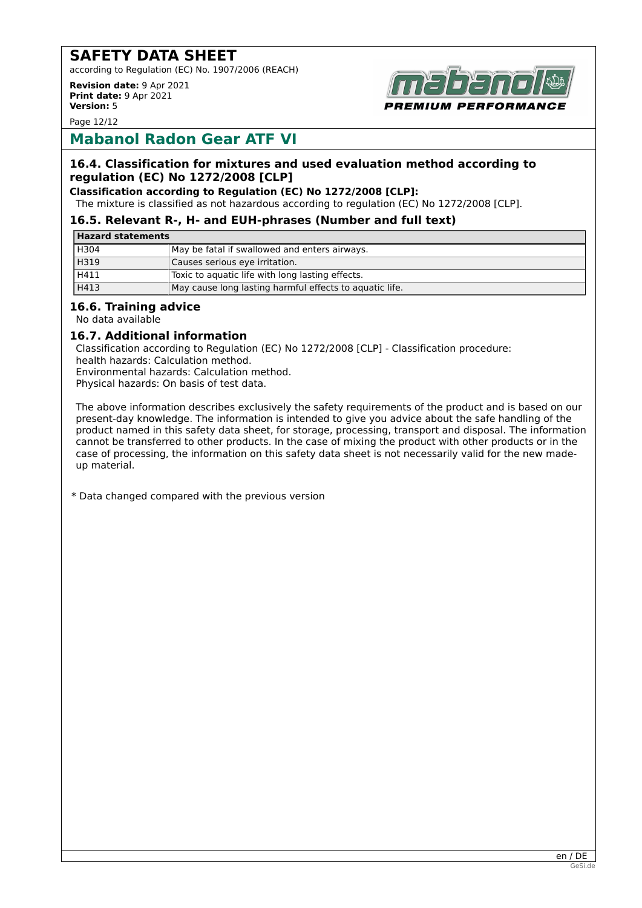## 16.4. Classification for mixtures and used evaluation method according to regulation (EC) No 1272/2008 [CLP]

**Classification according to Regulation (EC) No 1272/2008 [CLP]:**

The mixture is classified as not hazardous according to regulation (EC) No 1272/2008 [CLP].

## 16.5. Relevant R-, H- and EUH-phrases (Number and full text)

| **Hazard statements** | |
|---|---|
| H304 | May be fatal if swallowed and enters airways. |
| H319 | Causes serious eye irritation. |
| H411 | Toxic to aquatic life with long lasting effects. |
| H413 | May cause long lasting harmful effects to aquatic life. |

## 16.6. Training advice

No data available

## 16.7. Additional information

Classification according to Regulation (EC) No 1272/2008 [CLP] - Classification procedure:
health hazards: Calculation method.
Environmental hazards: Calculation method.
Physical hazards: On basis of test data.

The above information describes exclusively the safety requirements of the product and is based on our present-day knowledge. The information is intended to give you advice about the safe handling of the product named in this safety data sheet, for storage, processing, transport and disposal. The information cannot be transferred to other products. In the case of mixing the product with other products or in the case of processing, the information on this safety data sheet is not necessarily valid for the new made-up material.

* Data changed compared with the previous version